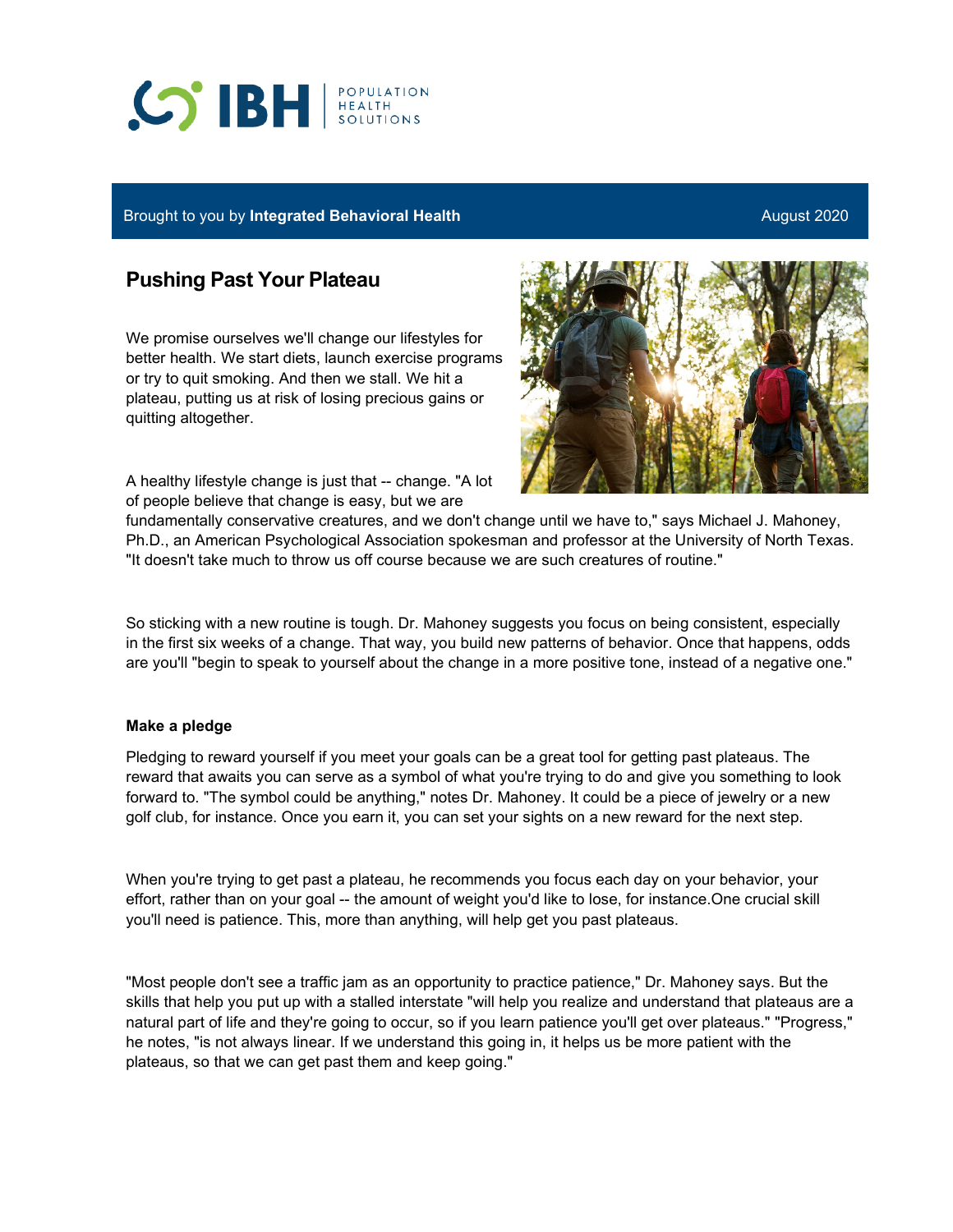IBH | POPULATION HEALTH SOLUTIONS

Brought to you by **Integrated Behavioral Health** August 2020

# Pushing Past Your Plateau

We promise ourselves we'll change our lifestyles for better health. We start diets, launch exercise programs or try to quit smoking. And then we stall. We hit a plateau, putting us at risk of losing precious gains or quitting altogether.

A healthy lifestyle change is just that -- change. "A lot of people believe that change is easy, but we are fundamentally conservative creatures, and we don't change until we have to," says Michael J. Mahoney, Ph.D., an American Psychological Association spokesman and professor at the University of North Texas. "It doesn't take much to throw us off course because we are such creatures of routine."

So sticking with a new routine is tough. Dr. Mahoney suggests you focus on being consistent, especially in the first six weeks of a change. That way, you build new patterns of behavior. Once that happens, odds are you'll "begin to speak to yourself about the change in a more positive tone, instead of a negative one."

**Make a pledge**

Pledging to reward yourself if you meet your goals can be a great tool for getting past plateaus. The reward that awaits you can serve as a symbol of what you're trying to do and give you something to look forward to. "The symbol could be anything," notes Dr. Mahoney. It could be a piece of jewelry or a new golf club, for instance. Once you earn it, you can set your sights on a new reward for the next step.

When you're trying to get past a plateau, he recommends you focus each day on your behavior, your effort, rather than on your goal -- the amount of weight you'd like to lose, for instance.One crucial skill you'll need is patience. This, more than anything, will help get you past plateaus.

"Most people don't see a traffic jam as an opportunity to practice patience," Dr. Mahoney says. But the skills that help you put up with a stalled interstate "will help you realize and understand that plateaus are a natural part of life and they're going to occur, so if you learn patience you'll get over plateaus." "Progress," he notes, "is not always linear. If we understand this going in, it helps us be more patient with the plateaus, so that we can get past them and keep going."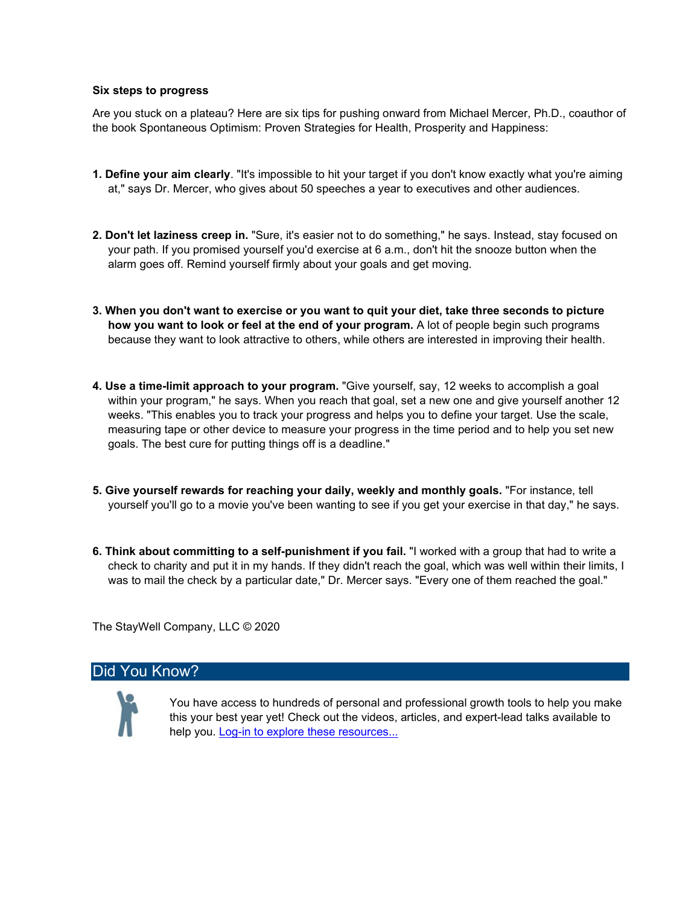**Six steps to progress**

Are you stuck on a plateau? Here are six tips for pushing onward from Michael Mercer, Ph.D., coauthor of the book Spontaneous Optimism: Proven Strategies for Health, Prosperity and Happiness:

1. **Define your aim clearly**. "It's impossible to hit your target if you don't know exactly what you're aiming at," says Dr. Mercer, who gives about 50 speeches a year to executives and other audiences.

2. **Don't let laziness creep in.** "Sure, it's easier not to do something," he says. Instead, stay focused on your path. If you promised yourself you'd exercise at 6 a.m., don't hit the snooze button when the alarm goes off. Remind yourself firmly about your goals and get moving.

3. **When you don't want to exercise or you want to quit your diet, take three seconds to picture how you want to look or feel at the end of your program.** A lot of people begin such programs because they want to look attractive to others, while others are interested in improving their health.

4. **Use a time-limit approach to your program.** "Give yourself, say, 12 weeks to accomplish a goal within your program," he says. When you reach that goal, set a new one and give yourself another 12 weeks. "This enables you to track your progress and helps you to define your target. Use the scale, measuring tape or other device to measure your progress in the time period and to help you set new goals. The best cure for putting things off is a deadline."

5. **Give yourself rewards for reaching your daily, weekly and monthly goals.** "For instance, tell yourself you'll go to a movie you've been wanting to see if you get your exercise in that day," he says.

6. **Think about committing to a self-punishment if you fail.** "I worked with a group that had to write a check to charity and put it in my hands. If they didn't reach the goal, which was well within their limits, I was to mail the check by a particular date," Dr. Mercer says. "Every one of them reached the goal."

The StayWell Company, LLC © 2020

## Did You Know?

You have access to hundreds of personal and professional growth tools to help you make this your best year yet! Check out the videos, articles, and expert-lead talks available to help you. Log-in to explore these resources...